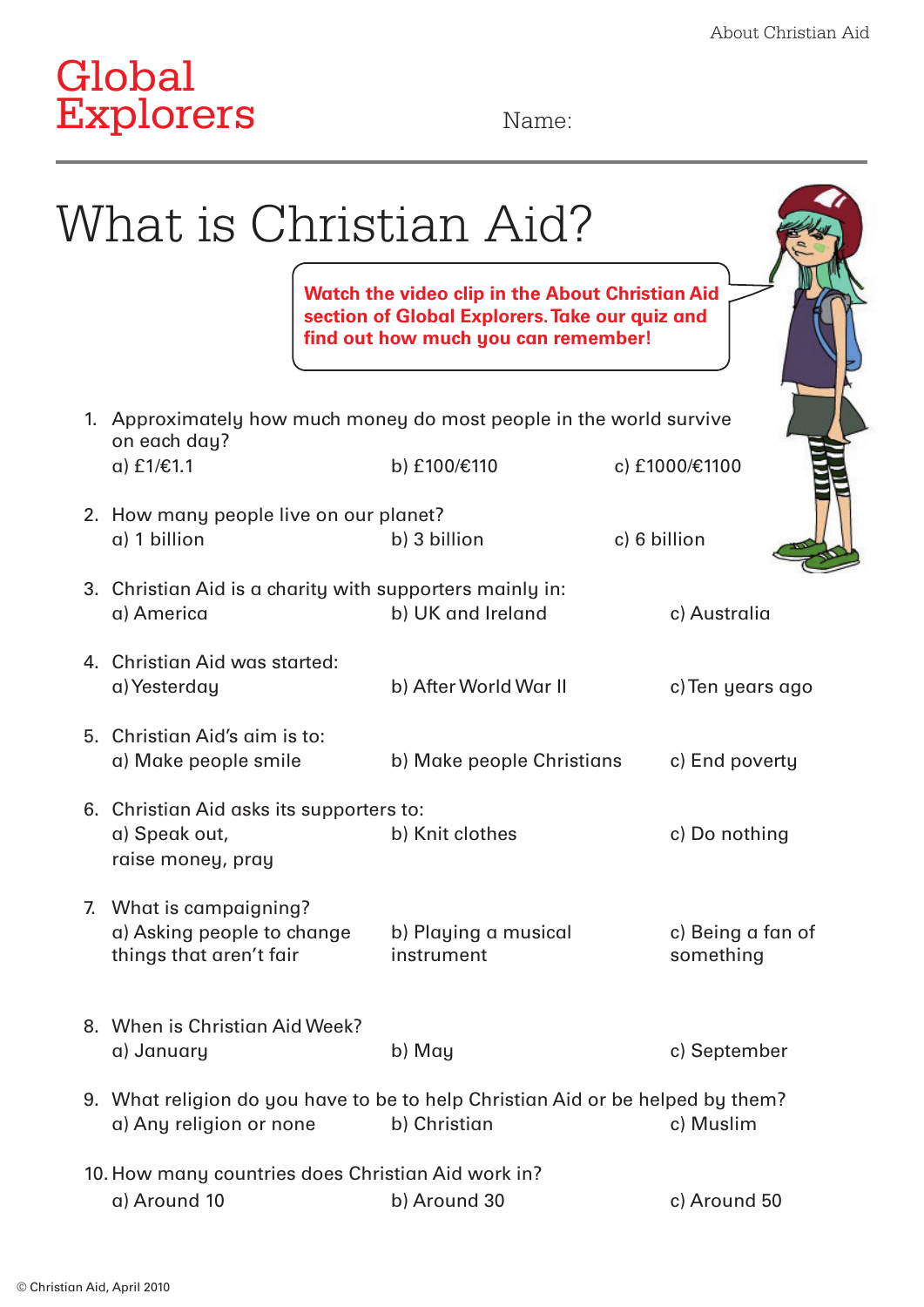Global Explorers

Name:

# What is Christian Aid?

**Watch the video clip in the About Christian Aid section of Global Explorers. Take our quiz and find out how much you can remember!**

1. Approximately how much money do most people in the world survive on each day?
   a) £1/€1.1 b) £100/€110 c) £1000/€1100

2. How many people live on our planet?
   a) 1 billion b) 3 billion c) 6 billion

3. Christian Aid is a charity with supporters mainly in:
   a) America b) UK and Ireland c) Australia

4. Christian Aid was started:
   a) Yesterday b) After World War II c) Ten years ago

5. Christian Aid's aim is to:
   a) Make people smile b) Make people Christians c) End poverty

6. Christian Aid asks its supporters to:
   a) Speak out, raise money, pray b) Knit clothes c) Do nothing

7. What is campaigning?
   a) Asking people to change things that aren't fair b) Playing a musical instrument c) Being a fan of something

8. When is Christian Aid Week?
   a) January b) May c) September

9. What religion do you have to be to help Christian Aid or be helped by them?
   a) Any religion or none b) Christian c) Muslim

10. How many countries does Christian Aid work in?
    a) Around 10 b) Around 30 c) Around 50

© Christian Aid, April 2010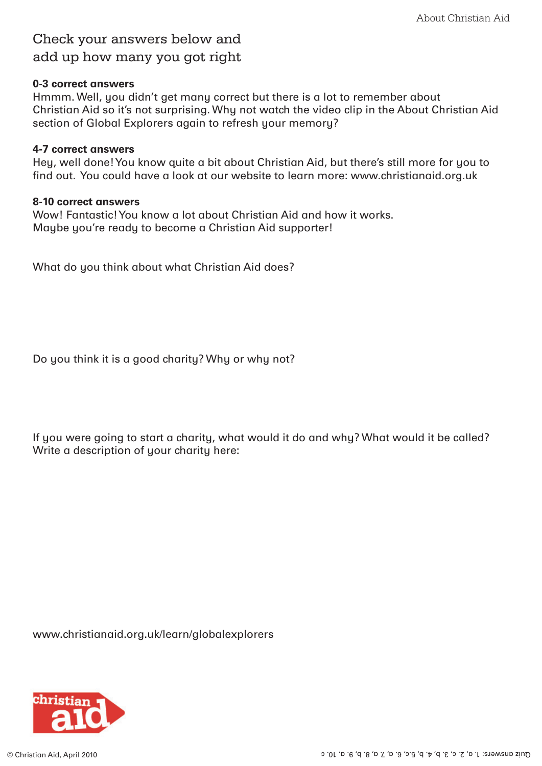## Check your answers below and add up how many you got right

**0-3 correct answers**
Hmmm. Well, you didn't get many correct but there is a lot to remember about Christian Aid so it's not surprising. Why not watch the video clip in the About Christian Aid section of Global Explorers again to refresh your memory?

**4-7 correct answers**
Hey, well done! You know quite a bit about Christian Aid, but there's still more for you to find out. You could have a look at our website to learn more: www.christianaid.org.uk

**8-10 correct answers**
Wow! Fantastic! You know a lot about Christian Aid and how it works.
Maybe you're ready to become a Christian Aid supporter!

What do you think about what Christian Aid does?

Do you think it is a good charity? Why or why not?

If you were going to start a charity, what would it do and why? What would it be called? Write a description of your charity here:

www.christianaid.org.uk/learn/globalexplorers

© Christian Aid, April 2010

Quiz answers: 1. a, 2. c, 3. b, 4. b, 5. c, 6. a, 7. a, 8. b, 9. a, 10. c